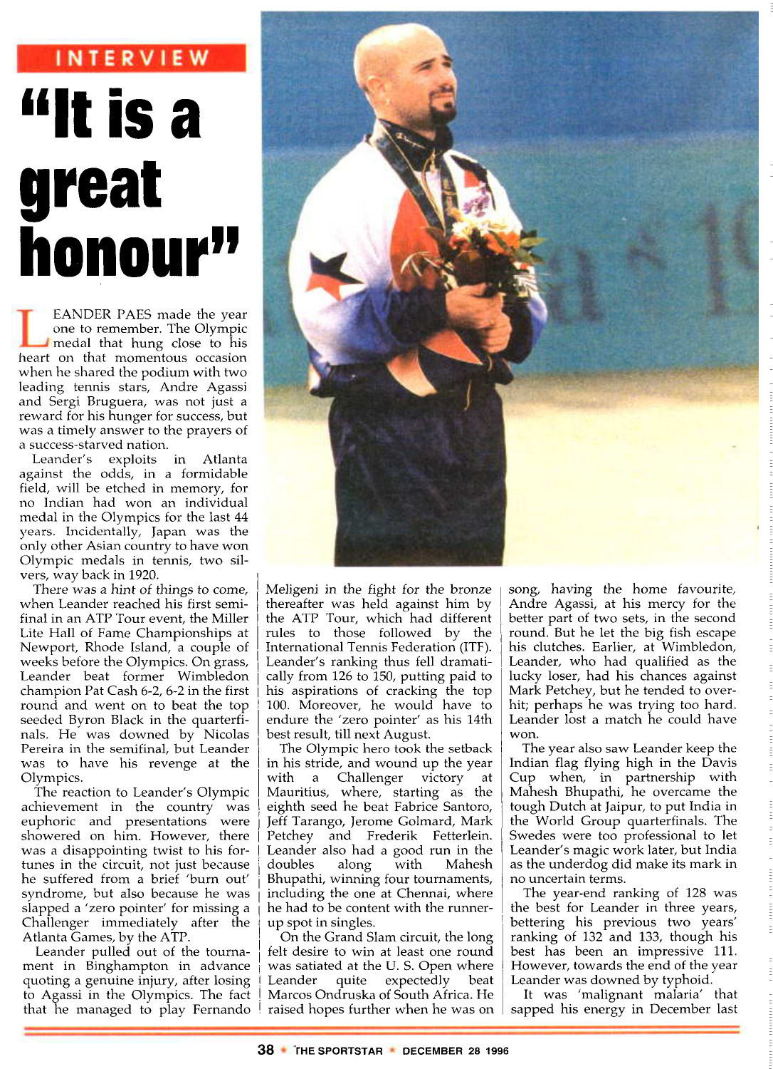INTERVIEW

# "It is a great honour"

LEANDER PAES made the year one to remember. The Olympic medal that hung close to his heart on that momentous occasion when he shared the podium with two leading tennis stars, Andre Agassi and Sergi Bruguera, was not just a reward for his hunger for success, but was a timely answer to the prayers of a success-starved nation.

Leander's exploits in Atlanta against the odds, in a formidable field, will be etched in memory, for no Indian had won an individual medal in the Olympics for the last 44 years. Incidentally, Japan was the only other Asian country to have won Olympic medals in tennis, two silvers, way back in 1920.

There was a hint of things to come, when Leander reached his first semi-final in an ATP Tour event, the Miller Lite Hall of Fame Championships at Newport, Rhode Island, a couple of weeks before the Olympics. On grass, Leander beat former Wimbledon champion Pat Cash 6-2, 6-2 in the first round and went on to beat the top seeded Byron Black in the quarterfinals. He was downed by Nicolas Pereira in the semifinal, but Leander was to have his revenge at the Olympics.

The reaction to Leander's Olympic achievement in the country was euphoric and presentations were showered on him. However, there was a disappointing twist to his fortunes in the circuit, not just because he suffered from a brief 'burn out' syndrome, but also because he was slapped a 'zero pointer' for missing a Challenger immediately after the Atlanta Games, by the ATP.

Leander pulled out of the tournament in Binghampton in advance quoting a genuine injury, after losing to Agassi in the Olympics. The fact that he managed to play Fernando Meligeni in the fight for the bronze thereafter was held against him by the ATP Tour, which had different rules to those followed by the International Tennis Federation (ITF). Leander's ranking thus fell dramatically from 126 to 150, putting paid to his aspirations of cracking the top 100. Moreover, he would have to endure the 'zero pointer' as his 14th best result, till next August.

The Olympic hero took the setback in his stride, and wound up the year with a Challenger victory at Mauritius, where, starting as the eighth seed he beat Fabrice Santoro, Jeff Tarango, Jerome Golmard, Mark Petchey and Frederik Fetterlein. Leander also had a good run in the doubles along with Mahesh Bhupathi, winning four tournaments, including the one at Chennai, where he had to be content with the runner-up spot in singles.

On the Grand Slam circuit, the long felt desire to win at least one round was satiated at the U. S. Open where Leander quite expectedly beat Marcos Ondruska of South Africa. He raised hopes further when he was on song, having the home favourite, Andre Agassi, at his mercy for the better part of two sets, in the second round. But he let the big fish escape his clutches. Earlier, at Wimbledon, Leander, who had qualified as the lucky loser, had his chances against Mark Petchey, but he tended to overhit; perhaps he was trying too hard. Leander lost a match he could have won.

The year also saw Leander keep the Indian flag flying high in the Davis Cup when, in partnership with Mahesh Bhupathi, he overcame the tough Dutch at Jaipur, to put India in the World Group quarterfinals. The Swedes were too professional to let Leander's magic work later, but India as the underdog did make its mark in no uncertain terms.

The year-end ranking of 128 was the best for Leander in three years, bettering his previous two years' ranking of 132 and 133, though his best has been an impressive 111. However, towards the end of the year Leander was downed by typhoid.

It was 'malignant malaria' that sapped his energy in December last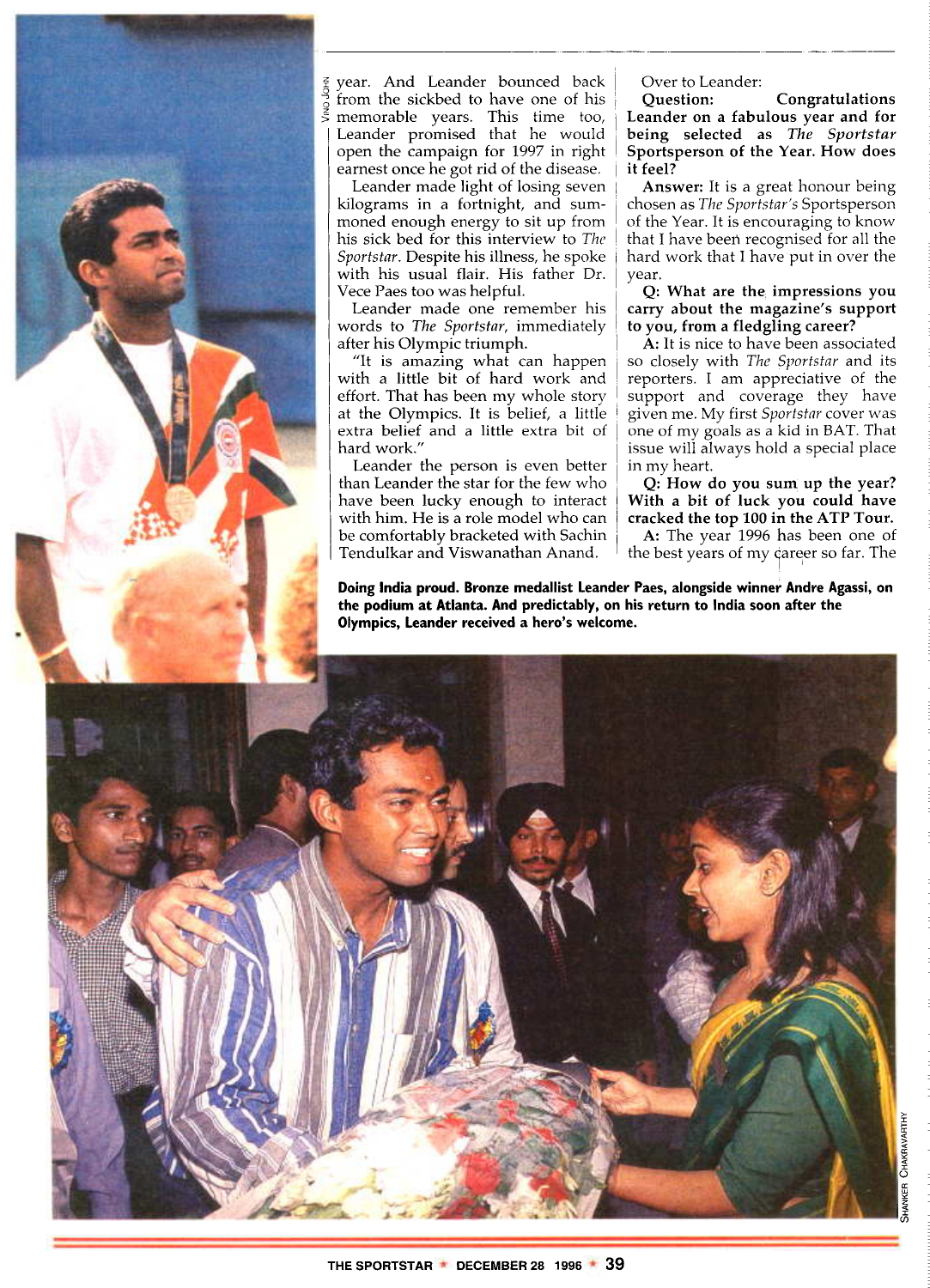year. And Leander bounced back from the sickbed to have one of his memorable years. This time too, Leander promised that he would open the campaign for 1997 in right earnest once he got rid of the disease.

Leander made light of losing seven kilograms in a fortnight, and summoned enough energy to sit up from his sick bed for this interview to *The Sportstar*. Despite his illness, he spoke with his usual flair. His father Dr. Vece Paes too was helpful.

Leander made one remember his words to *The Sportstar*, immediately after his Olympic triumph.

"It is amazing what can happen with a little bit of hard work and effort. That has been my whole story at the Olympics. It is belief, a little extra belief and a little extra bit of hard work."

Leander the person is even better than Leander the star for the few who have been lucky enough to interact with him. He is a role model who can be comfortably bracketed with Sachin Tendulkar and Viswanathan Anand.

Over to Leander:

**Question: Congratulations Leander on a fabulous year and for being selected as *The Sportstar* Sportsperson of the Year. How does it feel?**

**Answer:** It is a great honour being chosen as *The Sportstar's* Sportsperson of the Year. It is encouraging to know that I have been recognised for all the hard work that I have put in over the year.

**Q: What are the impressions you carry about the magazine's support to you, from a fledgling career?**

**A:** It is nice to have been associated so closely with *The Sportstar* and its reporters. I am appreciative of the support and coverage they have given me. My first *Sportstar* cover was one of my goals as a kid in BAT. That issue will always hold a special place in my heart.

**Q: How do you sum up the year? With a bit of luck you could have cracked the top 100 in the ATP Tour.**

**A:** The year 1996 has been one of the best years of my career so far. The

**Doing India proud. Bronze medallist Leander Paes, alongside winner Andre Agassi, on the podium at Atlanta. And predictably, on his return to India soon after the Olympics, Leander received a hero's welcome.**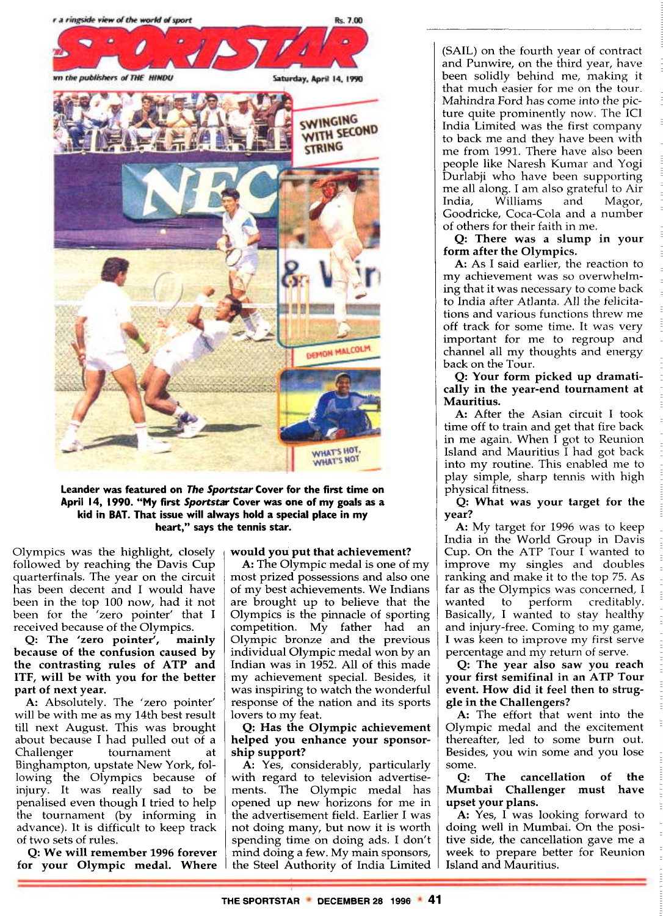Leander was featured on *The Sportstar* Cover for the first time on April 14, 1990. "My first *Sportstar* Cover was one of my goals as a kid in BAT. That issue will always hold a special place in my heart," says the tennis star.

Olympics was the highlight, closely followed by reaching the Davis Cup quarterfinals. The year on the circuit has been decent and I would have been in the top 100 now, had it not been for the 'zero pointer' that I received because of the Olympics.

**Q: The 'zero pointer', mainly because of the confusion caused by the contrasting rules of ATP and ITF, will be with you for the better part of next year.**

A: Absolutely. The 'zero pointer' will be with me as my 14th best result till next August. This was brought about because I had pulled out of a Challenger tournament at Binghampton, upstate New York, following the Olympics because of injury. It was really sad to be penalised even though I tried to help the tournament (by informing in advance). It is difficult to keep track of two sets of rules.

**Q: We will remember 1996 forever for your Olympic medal. Where would you put that achievement?**

A: The Olympic medal is one of my most prized possessions and also one of my best achievements. We Indians are brought up to believe that the Olympics is the pinnacle of sporting competition. My father had an Olympic bronze and the previous individual Olympic medal won by an Indian was in 1952. All of this made my achievement special. Besides, it was inspiring to watch the wonderful response of the nation and its sports lovers to my feat.

**Q: Has the Olympic achievement helped you enhance your sponsorship support?**

A: Yes, considerably, particularly with regard to television advertisements. The Olympic medal has opened up new horizons for me in the advertisement field. Earlier I was not doing many, but now it is worth spending time on doing ads. I don't mind doing a few. My main sponsors, the Steel Authority of India Limited (SAIL) on the fourth year of contract and Punwire, on the third year, have been solidly behind me, making it that much easier for me on the tour. Mahindra Ford has come into the picture quite prominently now. The ICI India Limited was the first company to back me and they have been with me from 1991. There have also been people like Naresh Kumar and Yogi Durlabji who have been supporting me all along. I am also grateful to Air India, Williams and Magor, Goodricke, Coca-Cola and a number of others for their faith in me.

**Q: There was a slump in your form after the Olympics.**

A: As I said earlier, the reaction to my achievement was so overwhelming that it was necessary to come back to India after Atlanta. All the felicitations and various functions threw me off track for some time. It was very important for me to regroup and channel all my thoughts and energy back on the Tour.

**Q: Your form picked up dramatically in the year-end tournament at Mauritius.**

A: After the Asian circuit I took time off to train and get that fire back in me again. When I got to Reunion Island and Mauritius I had got back into my routine. This enabled me to play simple, sharp tennis with high physical fitness.

**Q: What was your target for the year?**

A: My target for 1996 was to keep India in the World Group in Davis Cup. On the ATP Tour I wanted to improve my singles and doubles ranking and make it to the top 75. As far as the Olympics was concerned, I wanted to perform creditably. Basically, I wanted to stay healthy and injury-free. Coming to my game, I was keen to improve my first serve percentage and my return of serve.

**Q: The year also saw you reach your first semifinal in an ATP Tour event. How did it feel then to struggle in the Challengers?**

A: The effort that went into the Olympic medal and the excitement thereafter, led to some burn out. Besides, you win some and you lose some.

**Q: The cancellation of the Mumbai Challenger must have upset your plans.**

A: Yes, I was looking forward to doing well in Mumbai. On the positive side, the cancellation gave me a week to prepare better for Reunion Island and Mauritius.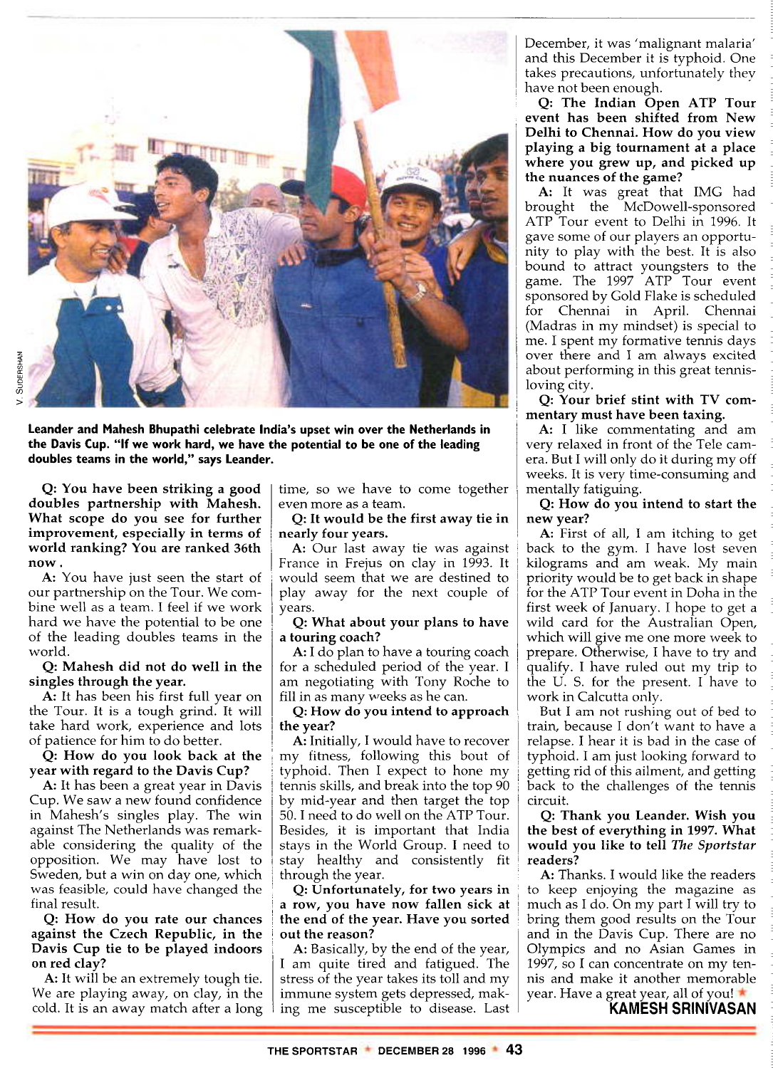Leander and Mahesh Bhupathi celebrate India's upset win over the Netherlands in the Davis Cup. "If we work hard, we have the potential to be one of the leading doubles teams in the world," says Leander.

**Q: You have been striking a good doubles partnership with Mahesh. What scope do you see for further improvement, especially in terms of world ranking? You are ranked 36th now.**

A: You have just seen the start of our partnership on the Tour. We combine well as a team. I feel if we work hard we have the potential to be one of the leading doubles teams in the world.

**Q: Mahesh did not do well in the singles through the year.**

A: It has been his first full year on the Tour. It is a tough grind. It will take hard work, experience and lots of patience for him to do better.

**Q: How do you look back at the year with regard to the Davis Cup?**

A: It has been a great year in Davis Cup. We saw a new found confidence in Mahesh's singles play. The win against The Netherlands was remarkable considering the quality of the opposition. We may have lost to Sweden, but a win on day one, which was feasible, could have changed the final result.

**Q: How do you rate our chances against the Czech Republic, in the Davis Cup tie to be played indoors on red clay?**

A: It will be an extremely tough tie. We are playing away, on clay, in the cold. It is an away match after a long time, so we have to come together even more as a team.

**Q: It would be the first away tie in nearly four years.**

A: Our last away tie was against France in Frejus on clay in 1993. It would seem that we are destined to play away for the next couple of years.

**Q: What about your plans to have a touring coach?**

A: I do plan to have a touring coach for a scheduled period of the year. I am negotiating with Tony Roche to fill in as many weeks as he can.

**Q: How do you intend to approach the year?**

A: Initially, I would have to recover my fitness, following this bout of typhoid. Then I expect to hone my tennis skills, and break into the top 90 by mid-year and then target the top 50. I need to do well on the ATP Tour. Besides, it is important that India stays in the World Group. I need to stay healthy and consistently fit through the year.

**Q: Unfortunately, for two years in a row, you have now fallen sick at the end of the year. Have you sorted out the reason?**

A: Basically, by the end of the year, I am quite tired and fatigued. The stress of the year takes its toll and my immune system gets depressed, making me susceptible to disease. Last December, it was 'malignant malaria' and this December it is typhoid. One takes precautions, unfortunately they have not been enough.

**Q: The Indian Open ATP Tour event has been shifted from New Delhi to Chennai. How do you view playing a big tournament at a place where you grew up, and picked up the nuances of the game?**

A: It was great that IMG had brought the McDowell-sponsored ATP Tour event to Delhi in 1996. It gave some of our players an opportunity to play with the best. It is also bound to attract youngsters to the game. The 1997 ATP Tour event sponsored by Gold Flake is scheduled for Chennai in April. Chennai (Madras in my mindset) is special to me. I spent my formative tennis days over there and I am always excited about performing in this great tennis-loving city.

**Q: Your brief stint with TV commentary must have been taxing.**

A: I like commentating and am very relaxed in front of the Tele camera. But I will only do it during my off weeks. It is very time-consuming and mentally fatiguing.

**Q: How do you intend to start the new year?**

A: First of all, I am itching to get back to the gym. I have lost seven kilograms and am weak. My main priority would be to get back in shape for the ATP Tour event in Doha in the first week of January. I hope to get a wild card for the Australian Open, which will give me one more week to prepare. Otherwise, I have to try and qualify. I have ruled out my trip to the U. S. for the present. I have to work in Calcutta only.

But I am not rushing out of bed to train, because I don't want to have a relapse. I hear it is bad in the case of typhoid. I am just looking forward to getting rid of this ailment, and getting back to the challenges of the tennis circuit.

**Q: Thank you Leander. Wish you the best of everything in 1997. What would you like to tell *The Sportstar* readers?**

A: Thanks. I would like the readers to keep enjoying the magazine as much as I do. On my part I will try to bring them good results on the Tour and in the Davis Cup. There are no Olympics and no Asian Games in 1997, so I can concentrate on my tennis and make it another memorable year. Have a great year, all of you! *

**KAMESH SRINIVASAN**